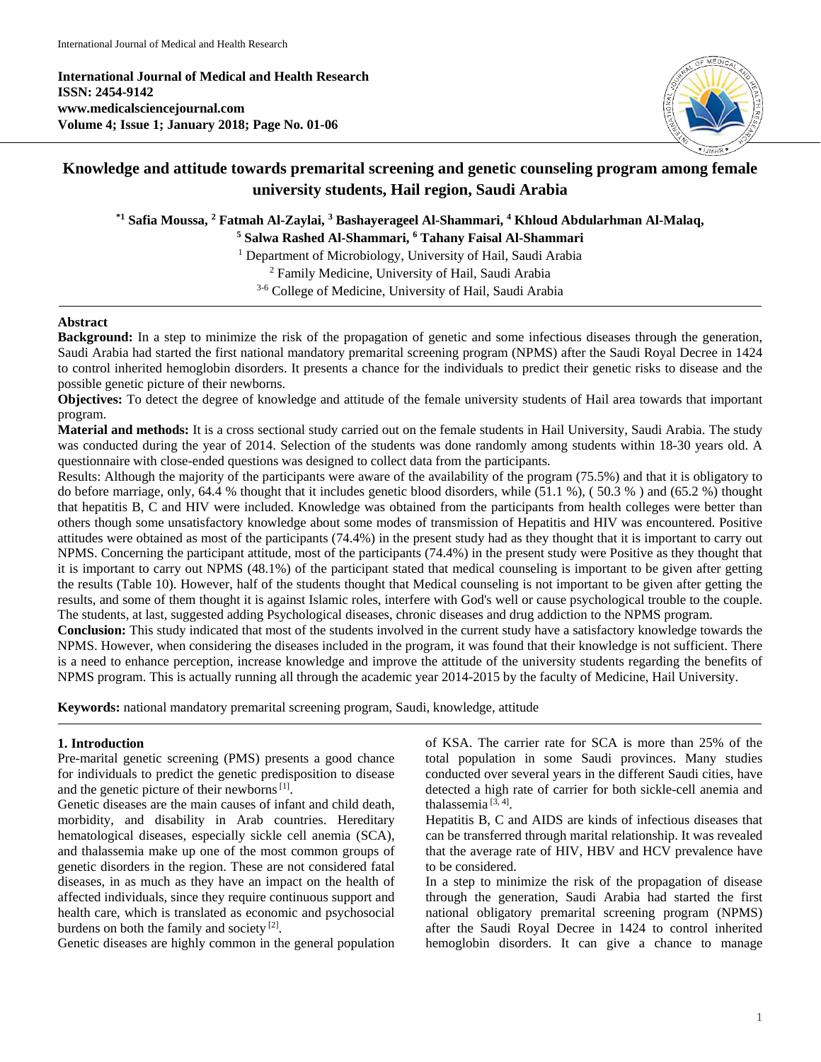International Journal of Medical and Health Research
ISSN: 2454-9142
www.medicalsciencejournal.com
Volume 4; Issue 1; January 2018; Page No. 01-06

# Knowledge and attitude towards premarital screening and genetic counseling program among female university students, Hail region, Saudi Arabia

**[*1] Safia Moussa, [2] Fatmah Al-Zaylai, [3] Bashayerageel Al-Shammari, [4] Khloud Abdularhman Al-Malaq, [5] Salwa Rashed Al-Shammari, [6] Tahany Faisal Al-Shammari**

[1] Department of Microbiology, University of Hail, Saudi Arabia
[2] Family Medicine, University of Hail, Saudi Arabia
[3-6] College of Medicine, University of Hail, Saudi Arabia

## Abstract

**Background:** In a step to minimize the risk of the propagation of genetic and some infectious diseases through the generation, Saudi Arabia had started the first national mandatory premarital screening program (NPMS) after the Saudi Royal Decree in 1424 to control inherited hemoglobin disorders. It presents a chance for the individuals to predict their genetic risks to disease and the possible genetic picture of their newborns.

**Objectives:** To detect the degree of knowledge and attitude of the female university students of Hail area towards that important program.

**Material and methods:** It is a cross sectional study carried out on the female students in Hail University, Saudi Arabia. The study was conducted during the year of 2014. Selection of the students was done randomly among students within 18-30 years old. A questionnaire with close-ended questions was designed to collect data from the participants.

Results: Although the majority of the participants were aware of the availability of the program (75.5%) and that it is obligatory to do before marriage, only, 64.4 % thought that it includes genetic blood disorders, while (51.1 %), ( 50.3 % ) and (65.2 %) thought that hepatitis B, C and HIV were included. Knowledge was obtained from the participants from health colleges were better than others though some unsatisfactory knowledge about some modes of transmission of Hepatitis and HIV was encountered. Positive attitudes were obtained as most of the participants (74.4%) in the present study had as they thought that it is important to carry out NPMS. Concerning the participant attitude, most of the participants (74.4%) in the present study were Positive as they thought that it is important to carry out NPMS (48.1%) of the participant stated that medical counseling is important to be given after getting the results (Table 10). However, half of the students thought that Medical counseling is not important to be given after getting the results, and some of them thought it is against Islamic roles, interfere with God's well or cause psychological trouble to the couple. The students, at last, suggested adding Psychological diseases, chronic diseases and drug addiction to the NPMS program.

**Conclusion:** This study indicated that most of the students involved in the current study have a satisfactory knowledge towards the NPMS. However, when considering the diseases included in the program, it was found that their knowledge is not sufficient. There is a need to enhance perception, increase knowledge and improve the attitude of the university students regarding the benefits of NPMS program. This is actually running all through the academic year 2014-2015 by the faculty of Medicine, Hail University.

**Keywords:** national mandatory premarital screening program, Saudi, knowledge, attitude

## 1. Introduction

Pre-marital genetic screening (PMS) presents a good chance for individuals to predict the genetic predisposition to disease and the genetic picture of their newborns [1].

Genetic diseases are the main causes of infant and child death, morbidity, and disability in Arab countries. Hereditary hematological diseases, especially sickle cell anemia (SCA), and thalassemia make up one of the most common groups of genetic disorders in the region. These are not considered fatal diseases, in as much as they have an impact on the health of affected individuals, since they require continuous support and health care, which is translated as economic and psychosocial burdens on both the family and society [2].

Genetic diseases are highly common in the general population of KSA. The carrier rate for SCA is more than 25% of the total population in some Saudi provinces. Many studies conducted over several years in the different Saudi cities, have detected a high rate of carrier for both sickle-cell anemia and thalassemia [3, 4].

Hepatitis B, C and AIDS are kinds of infectious diseases that can be transferred through marital relationship. It was revealed that the average rate of HIV, HBV and HCV prevalence have to be considered.

In a step to minimize the risk of the propagation of disease through the generation, Saudi Arabia had started the first national obligatory premarital screening program (NPMS) after the Saudi Royal Decree in 1424 to control inherited hemoglobin disorders. It can give a chance to manage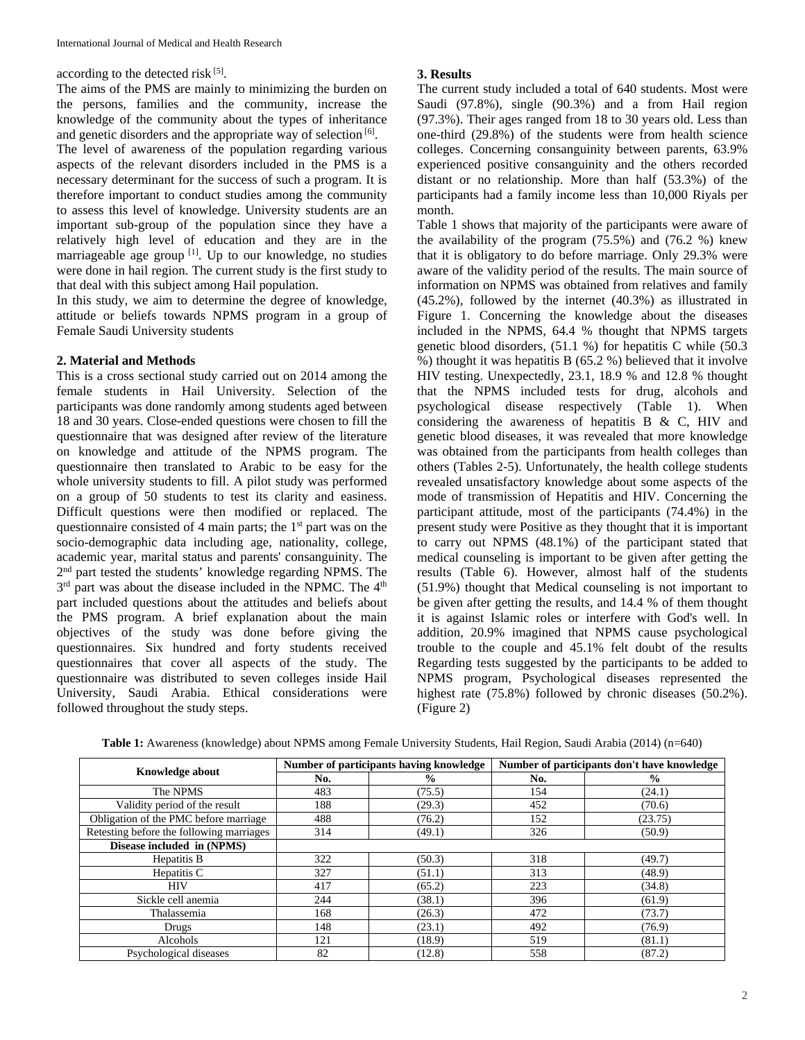according to the detected risk [5].

The aims of the PMS are mainly to minimizing the burden on the persons, families and the community, increase the knowledge of the community about the types of inheritance and genetic disorders and the appropriate way of selection [6].

The level of awareness of the population regarding various aspects of the relevant disorders included in the PMS is a necessary determinant for the success of such a program. It is therefore important to conduct studies among the community to assess this level of knowledge. University students are an important sub-group of the population since they have a relatively high level of education and they are in the marriageable age group [1]. Up to our knowledge, no studies were done in hail region. The current study is the first study to that deal with this subject among Hail population.

In this study, we aim to determine the degree of knowledge, attitude or beliefs towards NPMS program in a group of Female Saudi University students

## 2. Material and Methods

This is a cross sectional study carried out on 2014 among the female students in Hail University. Selection of the participants was done randomly among students aged between 18 and 30 years. Close-ended questions were chosen to fill the questionnaire that was designed after review of the literature on knowledge and attitude of the NPMS program. The questionnaire then translated to Arabic to be easy for the whole university students to fill. A pilot study was performed on a group of 50 students to test its clarity and easiness. Difficult questions were then modified or replaced. The questionnaire consisted of 4 main parts; the 1st part was on the socio-demographic data including age, nationality, college, academic year, marital status and parents' consanguinity. The 2nd part tested the students' knowledge regarding NPMS. The 3rd part was about the disease included in the NPMC. The 4th part included questions about the attitudes and beliefs about the PMS program. A brief explanation about the main objectives of the study was done before giving the questionnaires. Six hundred and forty students received questionnaires that cover all aspects of the study. The questionnaire was distributed to seven colleges inside Hail University, Saudi Arabia. Ethical considerations were followed throughout the study steps.

## 3. Results

The current study included a total of 640 students. Most were Saudi (97.8%), single (90.3%) and a from Hail region (97.3%). Their ages ranged from 18 to 30 years old. Less than one-third (29.8%) of the students were from health science colleges. Concerning consanguinity between parents, 63.9% experienced positive consanguinity and the others recorded distant or no relationship. More than half (53.3%) of the participants had a family income less than 10,000 Riyals per month.

Table 1 shows that majority of the participants were aware of the availability of the program (75.5%) and (76.2 %) knew that it is obligatory to do before marriage. Only 29.3% were aware of the validity period of the results. The main source of information on NPMS was obtained from relatives and family (45.2%), followed by the internet (40.3%) as illustrated in Figure 1. Concerning the knowledge about the diseases included in the NPMS, 64.4 % thought that NPMS targets genetic blood disorders, (51.1 %) for hepatitis C while (50.3 %) thought it was hepatitis B (65.2 %) believed that it involve HIV testing. Unexpectedly, 23.1, 18.9 % and 12.8 % thought that the NPMS included tests for drug, alcohols and psychological disease respectively (Table 1). When considering the awareness of hepatitis B & C, HIV and genetic blood diseases, it was revealed that more knowledge was obtained from the participants from health colleges than others (Tables 2-5). Unfortunately, the health college students revealed unsatisfactory knowledge about some aspects of the mode of transmission of Hepatitis and HIV. Concerning the participant attitude, most of the participants (74.4%) in the present study were Positive as they thought that it is important to carry out NPMS (48.1%) of the participant stated that medical counseling is important to be given after getting the results (Table 6). However, almost half of the students (51.9%) thought that Medical counseling is not important to be given after getting the results, and 14.4 % of them thought it is against Islamic roles or interfere with God's well. In addition, 20.9% imagined that NPMS cause psychological trouble to the couple and 45.1% felt doubt of the results Regarding tests suggested by the participants to be added to NPMS program, Psychological diseases represented the highest rate (75.8%) followed by chronic diseases (50.2%). (Figure 2)

**Table 1:** Awareness (knowledge) about NPMS among Female University Students, Hail Region, Saudi Arabia (2014) (n=640)

| Knowledge about | Number of participants having knowledge | | Number of participants don't have knowledge | |
|---|---|---|---|---|
| | No. | % | No. | % |
| The NPMS | 483 | (75.5) | 154 | (24.1) |
| Validity period of the result | 188 | (29.3) | 452 | (70.6) |
| Obligation of the PMC before marriage | 488 | (76.2) | 152 | (23.75) |
| Retesting before the following marriages | 314 | (49.1) | 326 | (50.9) |
| **Disease included in (NPMS)** | | | | |
| Hepatitis B | 322 | (50.3) | 318 | (49.7) |
| Hepatitis C | 327 | (51.1) | 313 | (48.9) |
| HIV | 417 | (65.2) | 223 | (34.8) |
| Sickle cell anemia | 244 | (38.1) | 396 | (61.9) |
| Thalassemia | 168 | (26.3) | 472 | (73.7) |
| Drugs | 148 | (23.1) | 492 | (76.9) |
| Alcohols | 121 | (18.9) | 519 | (81.1) |
| Psychological diseases | 82 | (12.8) | 558 | (87.2) |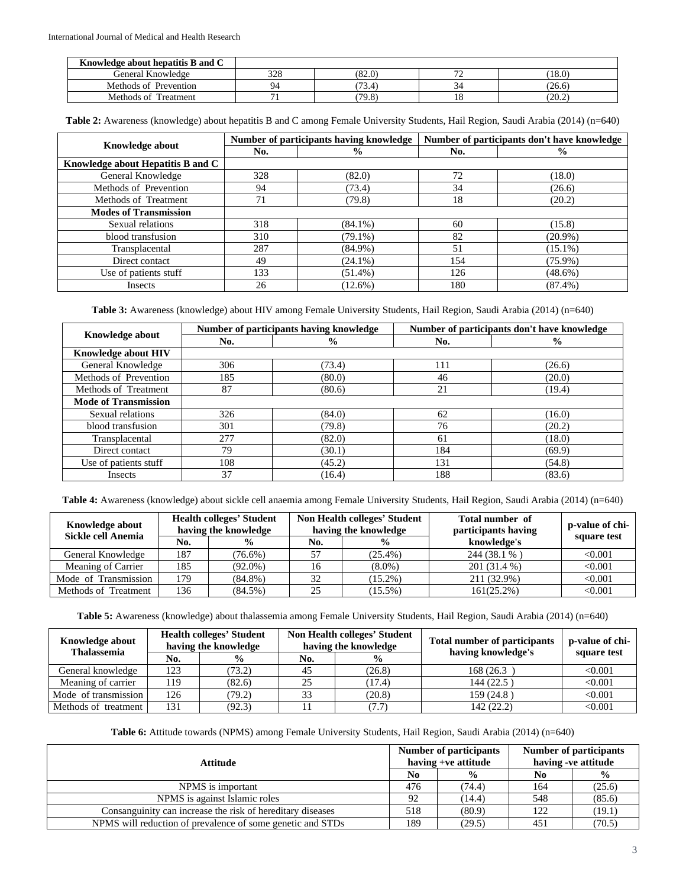| Knowledge about hepatitis B and C | | | | |
|---|---|---|---|---|
| General Knowledge | 328 | (82.0) | 72 | (18.0) |
| Methods of Prevention | 94 | (73.4) | 34 | (26.6) |
| Methods of Treatment | 71 | (79.8) | 18 | (20.2) |

**Table 2:** Awareness (knowledge) about hepatitis B and C among Female University Students, Hail Region, Saudi Arabia (2014) (n=640)

| Knowledge about | Number of participants having knowledge | | Number of participants don't have knowledge | |
|---|---|---|---|---|
| | No. | % | No. | % |
| **Knowledge about Hepatitis B and C** | | | | |
| General Knowledge | 328 | (82.0) | 72 | (18.0) |
| Methods of Prevention | 94 | (73.4) | 34 | (26.6) |
| Methods of Treatment | 71 | (79.8) | 18 | (20.2) |
| **Modes of Transmission** | | | | |
| Sexual relations | 318 | (84.1%) | 60 | (15.8) |
| blood transfusion | 310 | (79.1%) | 82 | (20.9%) |
| Transplacental | 287 | (84.9%) | 51 | (15.1%) |
| Direct contact | 49 | (24.1%) | 154 | (75.9%) |
| Use of patients stuff | 133 | (51.4%) | 126 | (48.6%) |
| Insects | 26 | (12.6%) | 180 | (87.4%) |

**Table 3:** Awareness (knowledge) about HIV among Female University Students, Hail Region, Saudi Arabia (2014) (n=640)

| Knowledge about | Number of participants having knowledge | | Number of participants don't have knowledge | |
|---|---|---|---|---|
| | No. | % | No. | % |
| **Knowledge about HIV** | | | | |
| General Knowledge | 306 | (73.4) | 111 | (26.6) |
| Methods of Prevention | 185 | (80.0) | 46 | (20.0) |
| Methods of Treatment | 87 | (80.6) | 21 | (19.4) |
| **Mode of Transmission** | | | | |
| Sexual relations | 326 | (84.0) | 62 | (16.0) |
| blood transfusion | 301 | (79.8) | 76 | (20.2) |
| Transplacental | 277 | (82.0) | 61 | (18.0) |
| Direct contact | 79 | (30.1) | 184 | (69.9) |
| Use of patients stuff | 108 | (45.2) | 131 | (54.8) |
| Insects | 37 | (16.4) | 188 | (83.6) |

**Table 4:** Awareness (knowledge) about sickle cell anaemia among Female University Students, Hail Region, Saudi Arabia (2014) (n=640)

| Knowledge about Sickle cell Anemia | Health colleges' Student having the knowledge | | Non Health colleges' Student having the knowledge | | Total number of participants having knowledge's | p-value of chi-square test |
|---|---|---|---|---|---|---|
| | No. | % | No. | % | | |
| General Knowledge | 187 | (76.6%) | 57 | (25.4%) | 244 (38.1 % ) | <0.001 |
| Meaning of Carrier | 185 | (92.0%) | 16 | (8.0%) | 201 (31.4 %) | <0.001 |
| Mode of Transmission | 179 | (84.8%) | 32 | (15.2%) | 211 (32.9%) | <0.001 |
| Methods of Treatment | 136 | (84.5%) | 25 | (15.5%) | 161(25.2%) | <0.001 |

**Table 5:** Awareness (knowledge) about thalassemia among Female University Students, Hail Region, Saudi Arabia (2014) (n=640)

| Knowledge about Thalassemia | Health colleges' Student having the knowledge | | Non Health colleges' Student having the knowledge | | Total number of participants having knowledge's | p-value of chi-square test |
|---|---|---|---|---|---|---|
| | No. | % | No. | % | | |
| General knowledge | 123 | (73.2) | 45 | (26.8) | 168 (26.3 ) | <0.001 |
| Meaning of carrier | 119 | (82.6) | 25 | (17.4) | 144 (22.5 ) | <0.001 |
| Mode of transmission | 126 | (79.2) | 33 | (20.8) | 159 (24.8 ) | <0.001 |
| Methods of treatment | 131 | (92.3) | 11 | (7.7) | 142 (22.2) | <0.001 |

**Table 6:** Attitude towards (NPMS) among Female University Students, Hail Region, Saudi Arabia (2014) (n=640)

| Attitude | Number of participants having +ve attitude | | Number of participants having -ve attitude | |
|---|---|---|---|---|
| | No | % | No | % |
| NPMS is important | 476 | (74.4) | 164 | (25.6) |
| NPMS is against Islamic roles | 92 | (14.4) | 548 | (85.6) |
| Consanguinity can increase the risk of hereditary diseases | 518 | (80.9) | 122 | (19.1) |
| NPMS will reduction of prevalence of some genetic and STDs | 189 | (29.5) | 451 | (70.5) |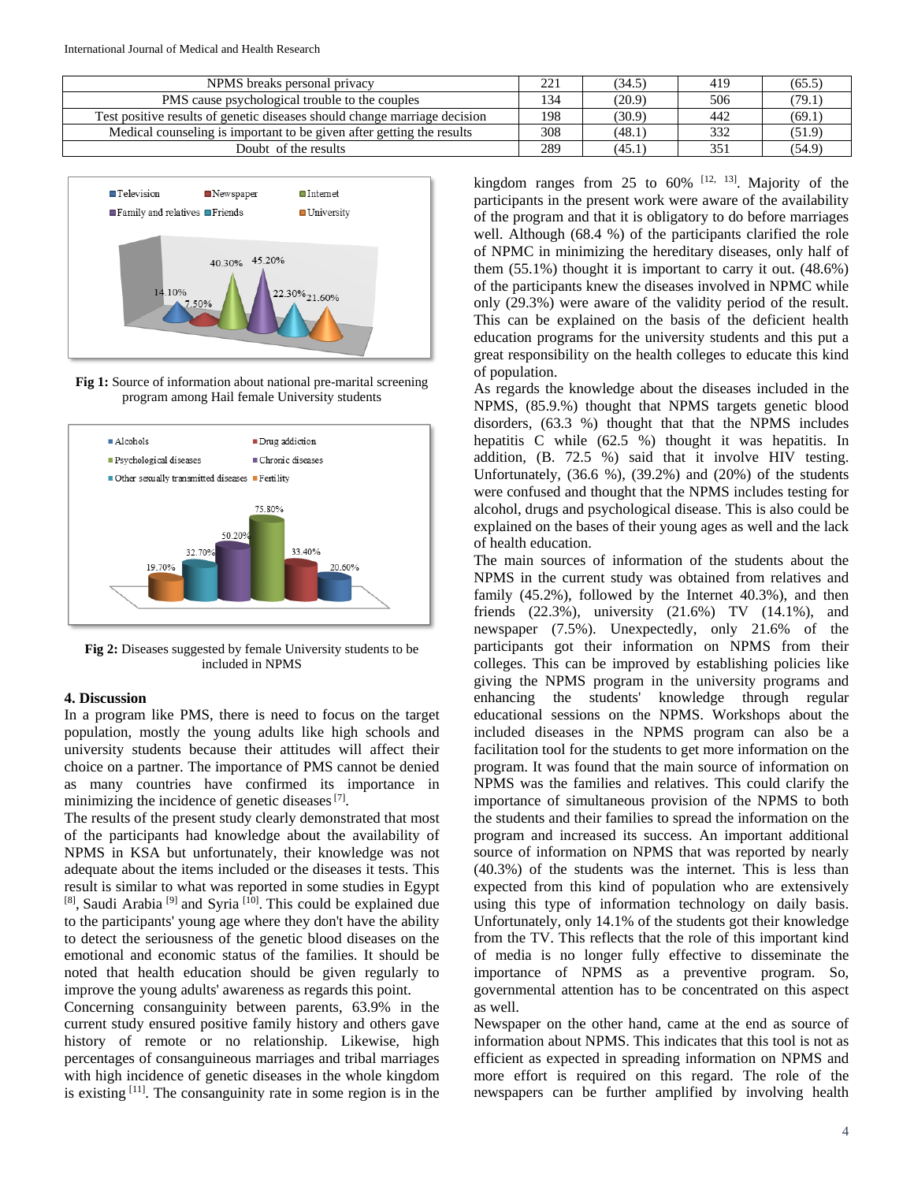| NPMS breaks personal privacy | 221 | (34.5) | 419 | (65.5) |
|---|---|---|---|---|
| PMS cause psychological trouble to the couples | 134 | (20.9) | 506 | (79.1) |
| Test positive results of genetic diseases should change marriage decision | 198 | (30.9) | 442 | (69.1) |
| Medical counseling is important to be given after getting the results | 308 | (48.1) | 332 | (51.9) |
| Doubt of the results | 289 | (45.1) | 351 | (54.9) |

**Fig 1:** Source of information about national pre-marital screening program among Hail female University students

**Fig 2:** Diseases suggested by female University students to be included in NPMS

## 4. Discussion

In a program like PMS, there is need to focus on the target population, mostly the young adults like high schools and university students because their attitudes will affect their choice on a partner. The importance of PMS cannot be denied as many countries have confirmed its importance in minimizing the incidence of genetic diseases [7].

The results of the present study clearly demonstrated that most of the participants had knowledge about the availability of NPMS in KSA but unfortunately, their knowledge was not adequate about the items included or the diseases it tests. This result is similar to what was reported in some studies in Egypt [8], Saudi Arabia [9] and Syria [10]. This could be explained due to the participants' young age where they don't have the ability to detect the seriousness of the genetic blood diseases on the emotional and economic status of the families. It should be noted that health education should be given regularly to improve the young adults' awareness as regards this point.

Concerning consanguinity between parents, 63.9% in the current study ensured positive family history and others gave history of remote or no relationship. Likewise, high percentages of consanguineous marriages and tribal marriages with high incidence of genetic diseases in the whole kingdom is existing [11]. The consanguinity rate in some region is in the kingdom ranges from 25 to 60% [12, 13]. Majority of the participants in the present work were aware of the availability of the program and that it is obligatory to do before marriages well. Although (68.4 %) of the participants clarified the role of NPMC in minimizing the hereditary diseases, only half of them (55.1%) thought it is important to carry it out. (48.6%) of the participants knew the diseases involved in NPMC while only (29.3%) were aware of the validity period of the result. This can be explained on the basis of the deficient health education programs for the university students and this put a great responsibility on the health colleges to educate this kind of population.

As regards the knowledge about the diseases included in the NPMS, (85.9.%) thought that NPMS targets genetic blood disorders, (63.3 %) thought that that the NPMS includes hepatitis C while (62.5 %) thought it was hepatitis. In addition, (B. 72.5 %) said that it involve HIV testing. Unfortunately, (36.6 %), (39.2%) and (20%) of the students were confused and thought that the NPMS includes testing for alcohol, drugs and psychological disease. This is also could be explained on the bases of their young ages as well and the lack of health education.

The main sources of information of the students about the NPMS in the current study was obtained from relatives and family (45.2%), followed by the Internet 40.3%), and then friends (22.3%), university (21.6%) TV (14.1%), and newspaper (7.5%). Unexpectedly, only 21.6% of the participants got their information on NPMS from their colleges. This can be improved by establishing policies like giving the NPMS program in the university programs and enhancing the students' knowledge through regular educational sessions on the NPMS. Workshops about the included diseases in the NPMS program can also be a facilitation tool for the students to get more information on the program. It was found that the main source of information on NPMS was the families and relatives. This could clarify the importance of simultaneous provision of the NPMS to both the students and their families to spread the information on the program and increased its success. An important additional source of information on NPMS that was reported by nearly (40.3%) of the students was the internet. This is less than expected from this kind of population who are extensively using this type of information technology on daily basis. Unfortunately, only 14.1% of the students got their knowledge from the TV. This reflects that the role of this important kind of media is no longer fully effective to disseminate the importance of NPMS as a preventive program. So, governmental attention has to be concentrated on this aspect as well.

Newspaper on the other hand, came at the end as source of information about NPMS. This indicates that this tool is not as efficient as expected in spreading information on NPMS and more effort is required on this regard. The role of the newspapers can be further amplified by involving health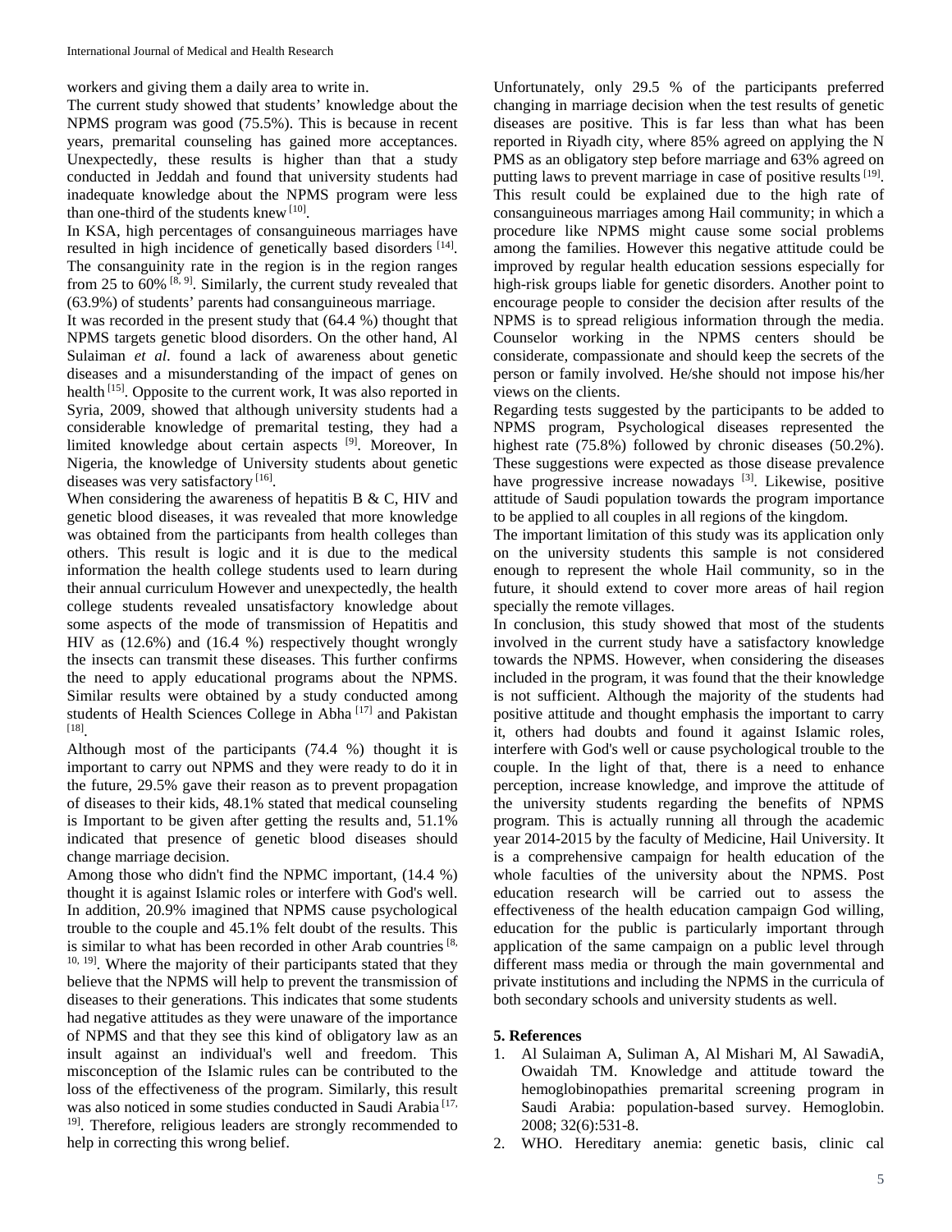workers and giving them a daily area to write in.

The current study showed that students' knowledge about the NPMS program was good (75.5%). This is because in recent years, premarital counseling has gained more acceptances. Unexpectedly, these results is higher than that a study conducted in Jeddah and found that university students had inadequate knowledge about the NPMS program were less than one-third of the students knew [10].

In KSA, high percentages of consanguineous marriages have resulted in high incidence of genetically based disorders [14]. The consanguinity rate in the region is in the region ranges from 25 to 60% [8, 9]. Similarly, the current study revealed that (63.9%) of students' parents had consanguineous marriage.

It was recorded in the present study that (64.4 %) thought that NPMS targets genetic blood disorders. On the other hand, Al Sulaiman *et al*. found a lack of awareness about genetic diseases and a misunderstanding of the impact of genes on health [15]. Opposite to the current work, It was also reported in Syria, 2009, showed that although university students had a considerable knowledge of premarital testing, they had a limited knowledge about certain aspects [9]. Moreover, In Nigeria, the knowledge of University students about genetic diseases was very satisfactory [16].

When considering the awareness of hepatitis B & C, HIV and genetic blood diseases, it was revealed that more knowledge was obtained from the participants from health colleges than others. This result is logic and it is due to the medical information the health college students used to learn during their annual curriculum However and unexpectedly, the health college students revealed unsatisfactory knowledge about some aspects of the mode of transmission of Hepatitis and HIV as (12.6%) and (16.4 %) respectively thought wrongly the insects can transmit these diseases. This further confirms the need to apply educational programs about the NPMS. Similar results were obtained by a study conducted among students of Health Sciences College in Abha [17] and Pakistan [18].

Although most of the participants (74.4 %) thought it is important to carry out NPMS and they were ready to do it in the future, 29.5% gave their reason as to prevent propagation of diseases to their kids, 48.1% stated that medical counseling is Important to be given after getting the results and, 51.1% indicated that presence of genetic blood diseases should change marriage decision.

Among those who didn't find the NPMC important, (14.4 %) thought it is against Islamic roles or interfere with God's well. In addition, 20.9% imagined that NPMS cause psychological trouble to the couple and 45.1% felt doubt of the results. This is similar to what has been recorded in other Arab countries [8, 10, 19]. Where the majority of their participants stated that they believe that the NPMS will help to prevent the transmission of diseases to their generations. This indicates that some students had negative attitudes as they were unaware of the importance of NPMS and that they see this kind of obligatory law as an insult against an individual's well and freedom. This misconception of the Islamic rules can be contributed to the loss of the effectiveness of the program. Similarly, this result was also noticed in some studies conducted in Saudi Arabia [17, 19]. Therefore, religious leaders are strongly recommended to help in correcting this wrong belief.

Unfortunately, only 29.5 % of the participants preferred changing in marriage decision when the test results of genetic diseases are positive. This is far less than what has been reported in Riyadh city, where 85% agreed on applying the N PMS as an obligatory step before marriage and 63% agreed on putting laws to prevent marriage in case of positive results [19]. This result could be explained due to the high rate of consanguineous marriages among Hail community; in which a procedure like NPMS might cause some social problems among the families. However this negative attitude could be improved by regular health education sessions especially for high-risk groups liable for genetic disorders. Another point to encourage people to consider the decision after results of the NPMS is to spread religious information through the media. Counselor working in the NPMS centers should be considerate, compassionate and should keep the secrets of the person or family involved. He/she should not impose his/her views on the clients.

Regarding tests suggested by the participants to be added to NPMS program, Psychological diseases represented the highest rate (75.8%) followed by chronic diseases (50.2%). These suggestions were expected as those disease prevalence have progressive increase nowadays [3]. Likewise, positive attitude of Saudi population towards the program importance to be applied to all couples in all regions of the kingdom.

The important limitation of this study was its application only on the university students this sample is not considered enough to represent the whole Hail community, so in the future, it should extend to cover more areas of hail region specially the remote villages.

In conclusion, this study showed that most of the students involved in the current study have a satisfactory knowledge towards the NPMS. However, when considering the diseases included in the program, it was found that the their knowledge is not sufficient. Although the majority of the students had positive attitude and thought emphasis the important to carry it, others had doubts and found it against Islamic roles, interfere with God's well or cause psychological trouble to the couple. In the light of that, there is a need to enhance perception, increase knowledge, and improve the attitude of the university students regarding the benefits of NPMS program. This is actually running all through the academic year 2014-2015 by the faculty of Medicine, Hail University. It is a comprehensive campaign for health education of the whole faculties of the university about the NPMS. Post education research will be carried out to assess the effectiveness of the health education campaign God willing, education for the public is particularly important through application of the same campaign on a public level through different mass media or through the main governmental and private institutions and including the NPMS in the curricula of both secondary schools and university students as well.

## 5. References

1. Al Sulaiman A, Suliman A, Al Mishari M, Al SawadiA, Owaidah TM. Knowledge and attitude toward the hemoglobinopathies premarital screening program in Saudi Arabia: population-based survey. Hemoglobin. 2008; 32(6):531-8.
2. WHO. Hereditary anemia: genetic basis, clinic cal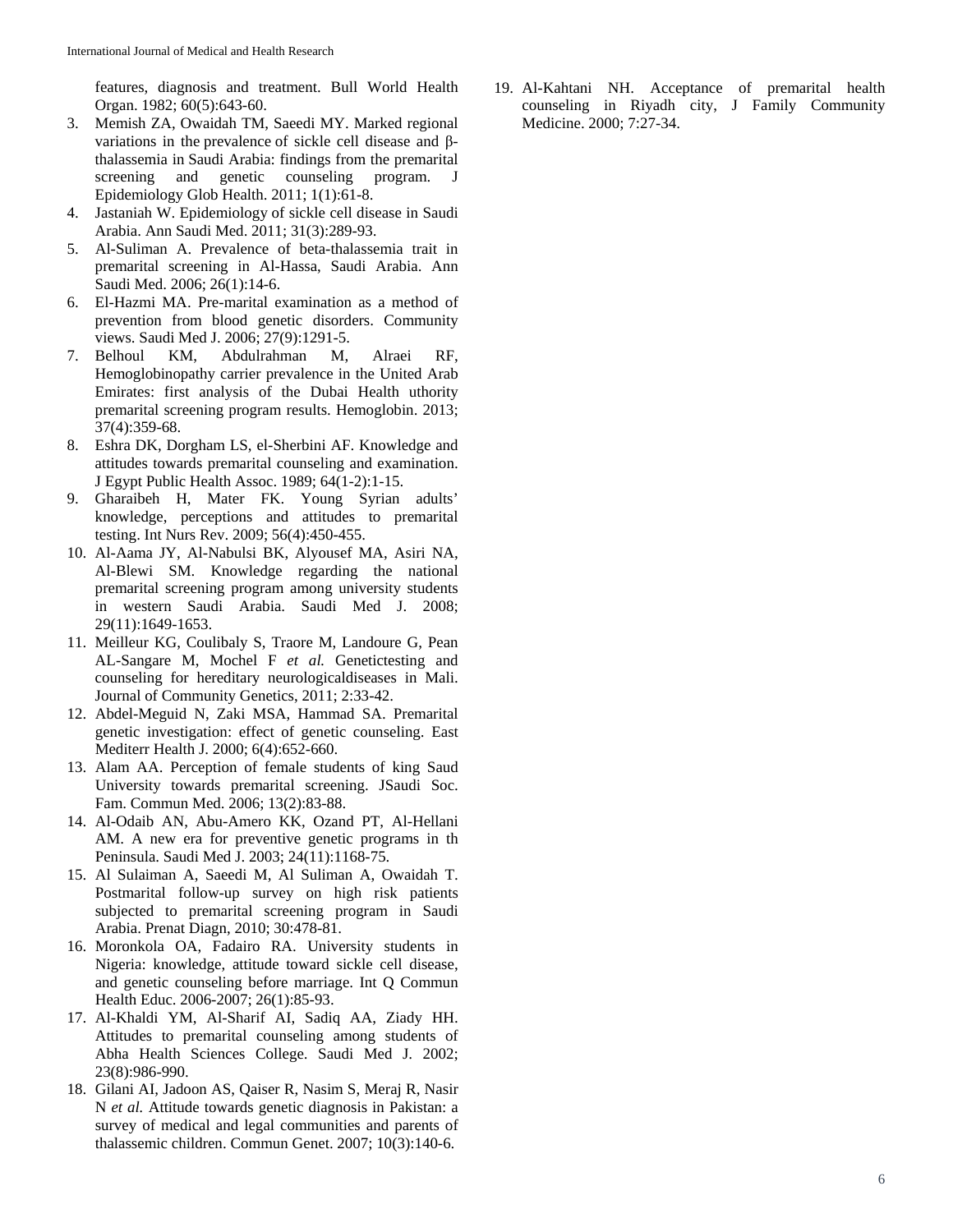features, diagnosis and treatment. Bull World Health Organ. 1982; 60(5):643-60.

3. Memish ZA, Owaidah TM, Saeedi MY. Marked regional variations in the prevalence of sickle cell disease and β-thalassemia in Saudi Arabia: findings from the premarital screening and genetic counseling program. J Epidemiology Glob Health. 2011; 1(1):61-8.
4. Jastaniah W. Epidemiology of sickle cell disease in Saudi Arabia. Ann Saudi Med. 2011; 31(3):289-93.
5. Al-Suliman A. Prevalence of beta-thalassemia trait in premarital screening in Al-Hassa, Saudi Arabia. Ann Saudi Med. 2006; 26(1):14-6.
6. El-Hazmi MA. Pre-marital examination as a method of prevention from blood genetic disorders. Community views. Saudi Med J. 2006; 27(9):1291-5.
7. Belhoul KM, Abdulrahman M, Alraei RF, Hemoglobinopathy carrier prevalence in the United Arab Emirates: first analysis of the Dubai Health uthority premarital screening program results. Hemoglobin. 2013; 37(4):359-68.
8. Eshra DK, Dorgham LS, el-Sherbini AF. Knowledge and attitudes towards premarital counseling and examination. J Egypt Public Health Assoc. 1989; 64(1-2):1-15.
9. Gharaibeh H, Mater FK. Young Syrian adults' knowledge, perceptions and attitudes to premarital testing. Int Nurs Rev. 2009; 56(4):450-455.
10. Al-Aama JY, Al-Nabulsi BK, Alyousef MA, Asiri NA, Al-Blewi SM. Knowledge regarding the national premarital screening program among university students in western Saudi Arabia. Saudi Med J. 2008; 29(11):1649-1653.
11. Meilleur KG, Coulibaly S, Traore M, Landoure G, Pean AL-Sangare M, Mochel F *et al.* Genetictesting and counseling for hereditary neurologicaldiseases in Mali. Journal of Community Genetics, 2011; 2:33-42.
12. Abdel-Meguid N, Zaki MSA, Hammad SA. Premarital genetic investigation: effect of genetic counseling. East Mediterr Health J. 2000; 6(4):652-660.
13. Alam AA. Perception of female students of king Saud University towards premarital screening. JSaudi Soc. Fam. Commun Med. 2006; 13(2):83-88.
14. Al-Odaib AN, Abu-Amero KK, Ozand PT, Al-Hellani AM. A new era for preventive genetic programs in th Peninsula. Saudi Med J. 2003; 24(11):1168-75.
15. Al Sulaiman A, Saeedi M, Al Suliman A, Owaidah T. Postmarital follow-up survey on high risk patients subjected to premarital screening program in Saudi Arabia. Prenat Diagn, 2010; 30:478-81.
16. Moronkola OA, Fadairo RA. University students in Nigeria: knowledge, attitude toward sickle cell disease, and genetic counseling before marriage. Int Q Commun Health Educ. 2006-2007; 26(1):85-93.
17. Al-Khaldi YM, Al-Sharif AI, Sadiq AA, Ziady HH. Attitudes to premarital counseling among students of Abha Health Sciences College. Saudi Med J. 2002; 23(8):986-990.
18. Gilani AI, Jadoon AS, Qaiser R, Nasim S, Meraj R, Nasir N *et al.* Attitude towards genetic diagnosis in Pakistan: a survey of medical and legal communities and parents of thalassemic children. Commun Genet. 2007; 10(3):140-6.
19. Al-Kahtani NH. Acceptance of premarital health counseling in Riyadh city, J Family Community Medicine. 2000; 7:27-34.